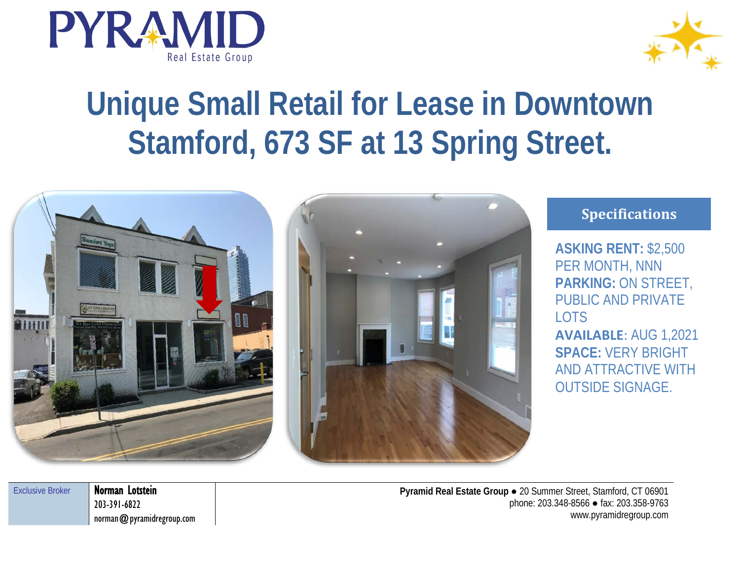PYRAMID
Real Estate Group

# Unique Small Retail for Lease in Downtown Stamford, 673 SF at 13 Spring Street.

## Specifications

**ASKING RENT:** $2,500 PER MONTH, NNN
**PARKING:** ON STREET, PUBLIC AND PRIVATE LOTS
**AVAILABLE**: AUG 1,2021
**SPACE:** VERY BRIGHT AND ATTRACTIVE WITH OUTSIDE SIGNAGE.

| Exclusive Broker | **Norman Lotstein**<br>203-391-6822<br>norman@pyramidregroup.com |
| --- | --- |

**Pyramid Real Estate Group** ● 20 Summer Street, Stamford, CT 06901
phone: 203.348-8566 ● fax: 203.358-9763
www.pyramidregroup.com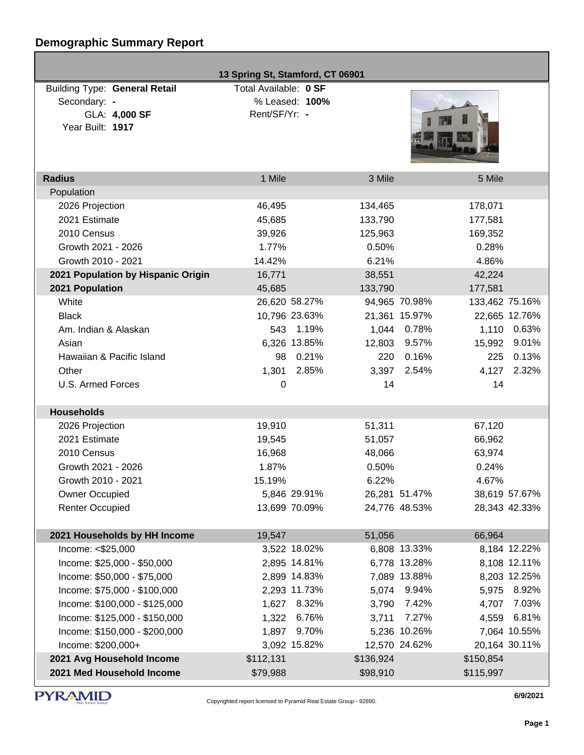# Demographic Summary Report

**13 Spring St, Stamford, CT 06901**

| | | | |
|---|---|---|---|
| Building Type: **General Retail** | Total Available: **0 SF** | | |
| Secondary: **-** | % Leased: **100%** | | |
| GLA: **4,000 SF** | Rent/SF/Yr: **-** | | |
| Year Built: **1917** | | | |

| **Radius** | 1 Mile | | 3 Mile | | 5 Mile | |
|---|---|---|---|---|---|---|
| Population | | | | | | |
| 2026 Projection | 46,495 | | 134,465 | | 178,071 | |
| 2021 Estimate | 45,685 | | 133,790 | | 177,581 | |
| 2010 Census | 39,926 | | 125,963 | | 169,352 | |
| Growth 2021 - 2026 | 1.77% | | 0.50% | | 0.28% | |
| Growth 2010 - 2021 | 14.42% | | 6.21% | | 4.86% | |
| **2021 Population by Hispanic Origin** | 16,771 | | 38,551 | | 42,224 | |
| **2021 Population** | 45,685 | | 133,790 | | 177,581 | |
| White | 26,620 | 58.27% | 94,965 | 70.98% | 133,462 | 75.16% |
| Black | 10,796 | 23.63% | 21,361 | 15.97% | 22,665 | 12.76% |
| Am. Indian & Alaskan | 543 | 1.19% | 1,044 | 0.78% | 1,110 | 0.63% |
| Asian | 6,326 | 13.85% | 12,803 | 9.57% | 15,992 | 9.01% |
| Hawaiian & Pacific Island | 98 | 0.21% | 220 | 0.16% | 225 | 0.13% |
| Other | 1,301 | 2.85% | 3,397 | 2.54% | 4,127 | 2.32% |
| U.S. Armed Forces | 0 | | 14 | | 14 | |
| **Households** | | | | | | |
| 2026 Projection | 19,910 | | 51,311 | | 67,120 | |
| 2021 Estimate | 19,545 | | 51,057 | | 66,962 | |
| 2010 Census | 16,968 | | 48,066 | | 63,974 | |
| Growth 2021 - 2026 | 1.87% | | 0.50% | | 0.24% | |
| Growth 2010 - 2021 | 15.19% | | 6.22% | | 4.67% | |
| Owner Occupied | 5,846 | 29.91% | 26,281 | 51.47% | 38,619 | 57.67% |
| Renter Occupied | 13,699 | 70.09% | 24,776 | 48.53% | 28,343 | 42.33% |
| **2021 Households by HH Income** | 19,547 | | 51,056 | | 66,964 | |
| Income: <$25,000 | 3,522 | 18.02% | 6,808 | 13.33% | 8,184 | 12.22% |
| Income: $25,000 - $50,000 | 2,895 | 14.81% | 6,778 | 13.28% | 8,108 | 12.11% |
| Income: $50,000 - $75,000 | 2,899 | 14.83% | 7,089 | 13.88% | 8,203 | 12.25% |
| Income: $75,000 - $100,000 | 2,293 | 11.73% | 5,074 | 9.94% | 5,975 | 8.92% |
| Income: $100,000 - $125,000 | 1,627 | 8.32% | 3,790 | 7.42% | 4,707 | 7.03% |
| Income: $125,000 - $150,000 | 1,322 | 6.76% | 3,711 | 7.27% | 4,559 | 6.81% |
| Income: $150,000 - $200,000 | 1,897 | 9.70% | 5,236 | 10.26% | 7,064 | 10.55% |
| Income: $200,000+ | 3,092 | 15.82% | 12,570 | 24.62% | 20,164 | 30.11% |
| **2021 Avg Household Income** | $112,131 | | $136,924 | | $150,854 | |
| **2021 Med Household Income** | $79,988 | | $98,910 | | $115,997 | |

Copyrighted report licensed to Pyramid Real Estate Group - 92890.

**6/9/2021**